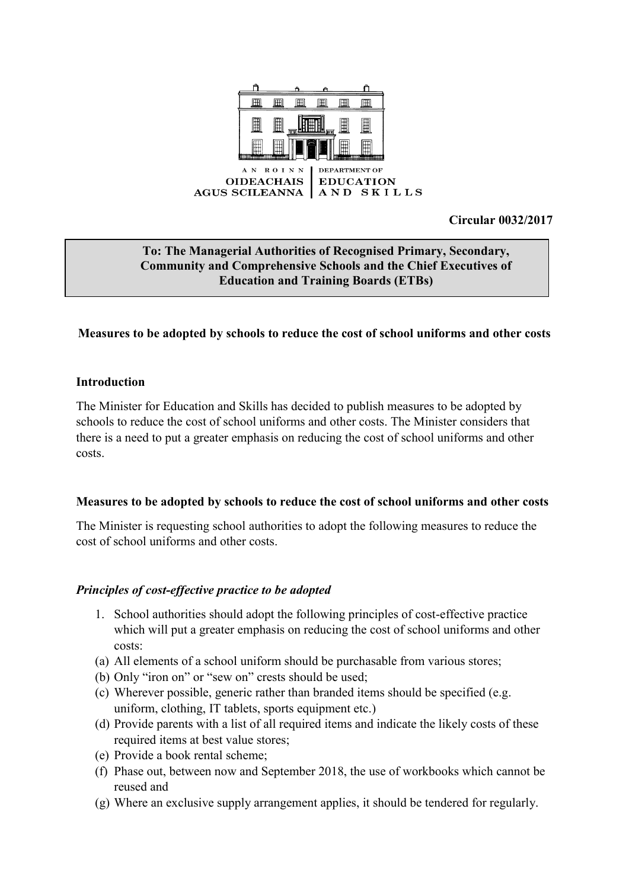AN ROINN OIDEACHAIS AGUS SCILEANNA | DEPARTMENT OF EDUCATION AND SKILLS

**Circular 0032/2017**

**To: The Managerial Authorities of Recognised Primary, Secondary, Community and Comprehensive Schools and the Chief Executives of Education and Training Boards (ETBs)**

**Measures to be adopted by schools to reduce the cost of school uniforms and other costs**

## Introduction

The Minister for Education and Skills has decided to publish measures to be adopted by schools to reduce the cost of school uniforms and other costs. The Minister considers that there is a need to put a greater emphasis on reducing the cost of school uniforms and other costs.

## Measures to be adopted by schools to reduce the cost of school uniforms and other costs

The Minister is requesting school authorities to adopt the following measures to reduce the cost of school uniforms and other costs.

### *Principles of cost-effective practice to be adopted*

1. School authorities should adopt the following principles of cost-effective practice which will put a greater emphasis on reducing the cost of school uniforms and other costs:

(a) All elements of a school uniform should be purchasable from various stores;

(b) Only "iron on" or "sew on" crests should be used;

(c) Wherever possible, generic rather than branded items should be specified (e.g. uniform, clothing, IT tablets, sports equipment etc.)

(d) Provide parents with a list of all required items and indicate the likely costs of these required items at best value stores;

(e) Provide a book rental scheme;

(f) Phase out, between now and September 2018, the use of workbooks which cannot be reused and

(g) Where an exclusive supply arrangement applies, it should be tendered for regularly.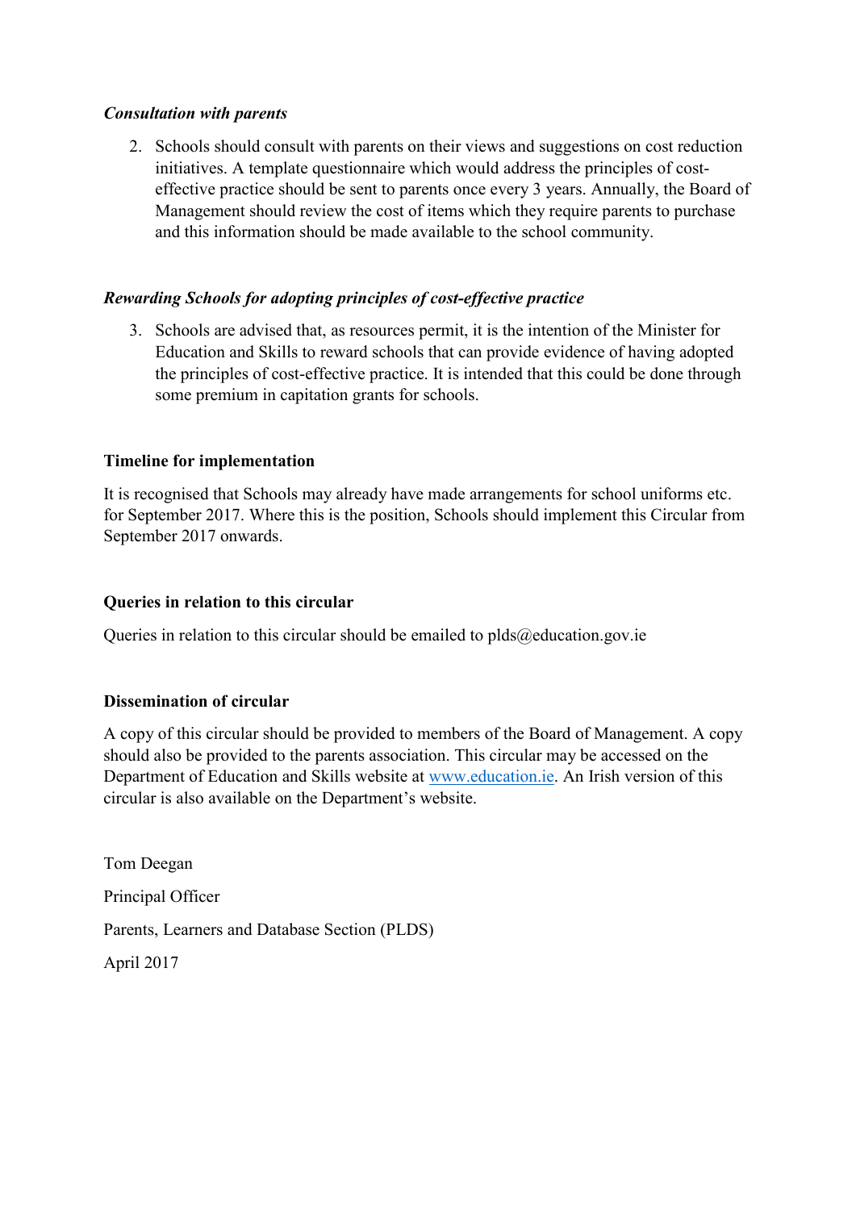***Consultation with parents***

2. Schools should consult with parents on their views and suggestions on cost reduction initiatives. A template questionnaire which would address the principles of cost-effective practice should be sent to parents once every 3 years. Annually, the Board of Management should review the cost of items which they require parents to purchase and this information should be made available to the school community.

***Rewarding Schools for adopting principles of cost-effective practice***

3. Schools are advised that, as resources permit, it is the intention of the Minister for Education and Skills to reward schools that can provide evidence of having adopted the principles of cost-effective practice. It is intended that this could be done through some premium in capitation grants for schools.

**Timeline for implementation**

It is recognised that Schools may already have made arrangements for school uniforms etc. for September 2017. Where this is the position, Schools should implement this Circular from September 2017 onwards.

**Queries in relation to this circular**

Queries in relation to this circular should be emailed to plds@education.gov.ie

**Dissemination of circular**

A copy of this circular should be provided to members of the Board of Management. A copy should also be provided to the parents association. This circular may be accessed on the Department of Education and Skills website at www.education.ie. An Irish version of this circular is also available on the Department's website.

Tom Deegan

Principal Officer

Parents, Learners and Database Section (PLDS)

April 2017